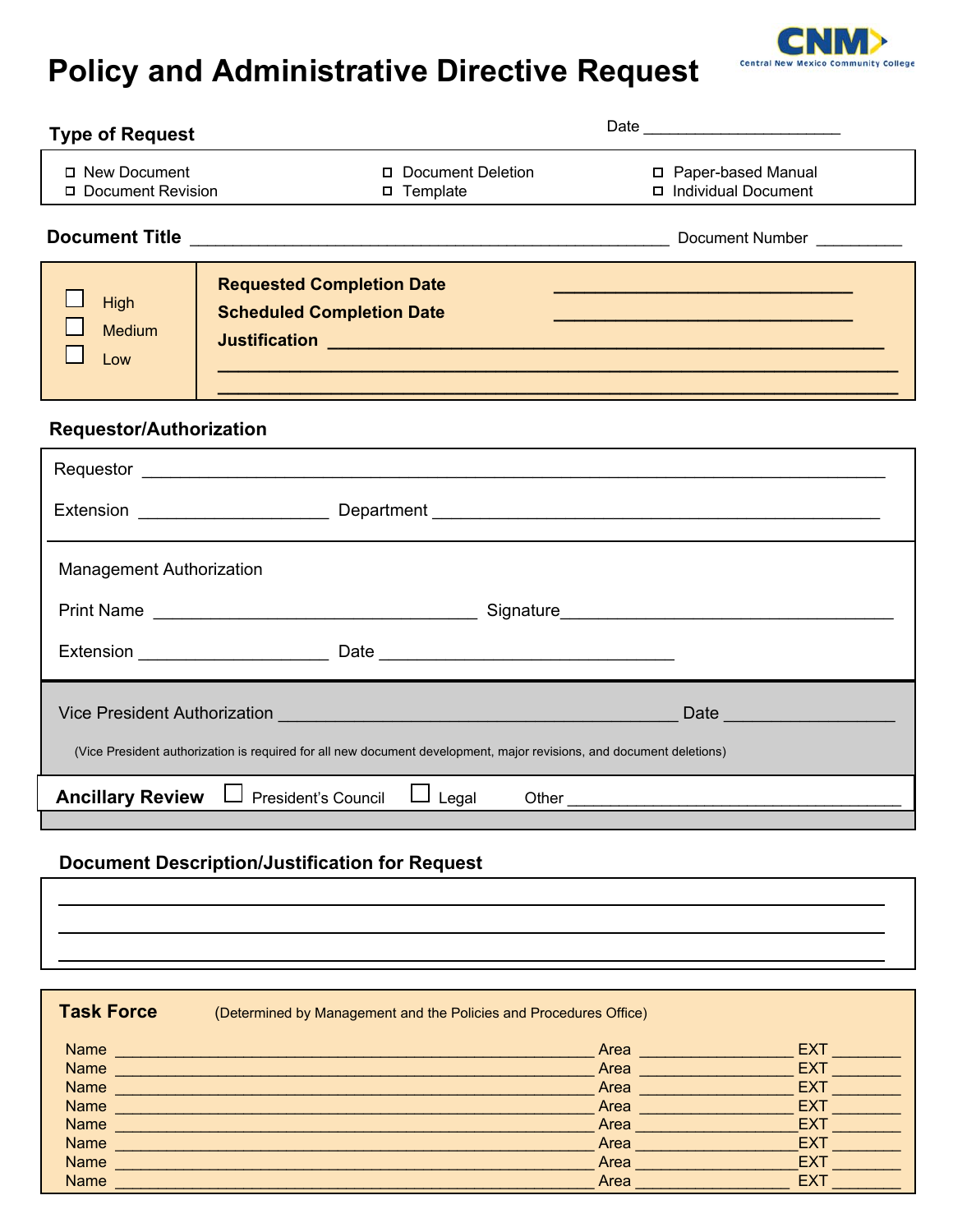# Policy and Administrative Directive Request

Central New Mexico Community College

## Type of Request

Date ______________________

- ☐ New Document
- ☐ Document Revision
- ☐ Document Deletion
- ☐ Template
- ☐ Paper-based Manual
- ☐ Individual Document

**Document Title** ______________________________________________ Document Number _________

- ☐ High
- ☐ Medium
- ☐ Low

**Requested Completion Date** ______________________________

**Scheduled Completion Date** ______________________________

**Justification** ____________________________________________________________

________________________________________________________________________

________________________________________________________________________

## Requestor/Authorization

Requestor ________________________________________________________________

Extension ____________________ Department ______________________________________

Management Authorization

Print Name ________________________________ Signature__________________________________

Extension ____________________ Date ______________________________

Vice President Authorization ________________________________________ Date _________________

(Vice President authorization is required for all new document development, major revisions, and document deletions)

**Ancillary Review** ☐ President's Council ☐ Legal Other __________________________________

## Document Description/Justification for Request

________________________________________________________________________

________________________________________________________________________

________________________________________________________________________

## Task Force

(Determined by Management and the Policies and Procedures Office)

| Name | Area | EXT |
|---|---|---|
| Name ______________________ | Area ______________ | EXT ________ |
| Name ______________________ | Area ______________ | EXT ________ |
| Name ______________________ | Area ______________ | EXT ________ |
| Name ______________________ | Area ______________ | EXT ________ |
| Name ______________________ | Area ______________ | EXT ________ |
| Name ______________________ | Area ______________ | EXT ________ |
| Name ______________________ | Area ______________ | EXT ________ |
| Name ______________________ | Area ______________ | EXT ________ |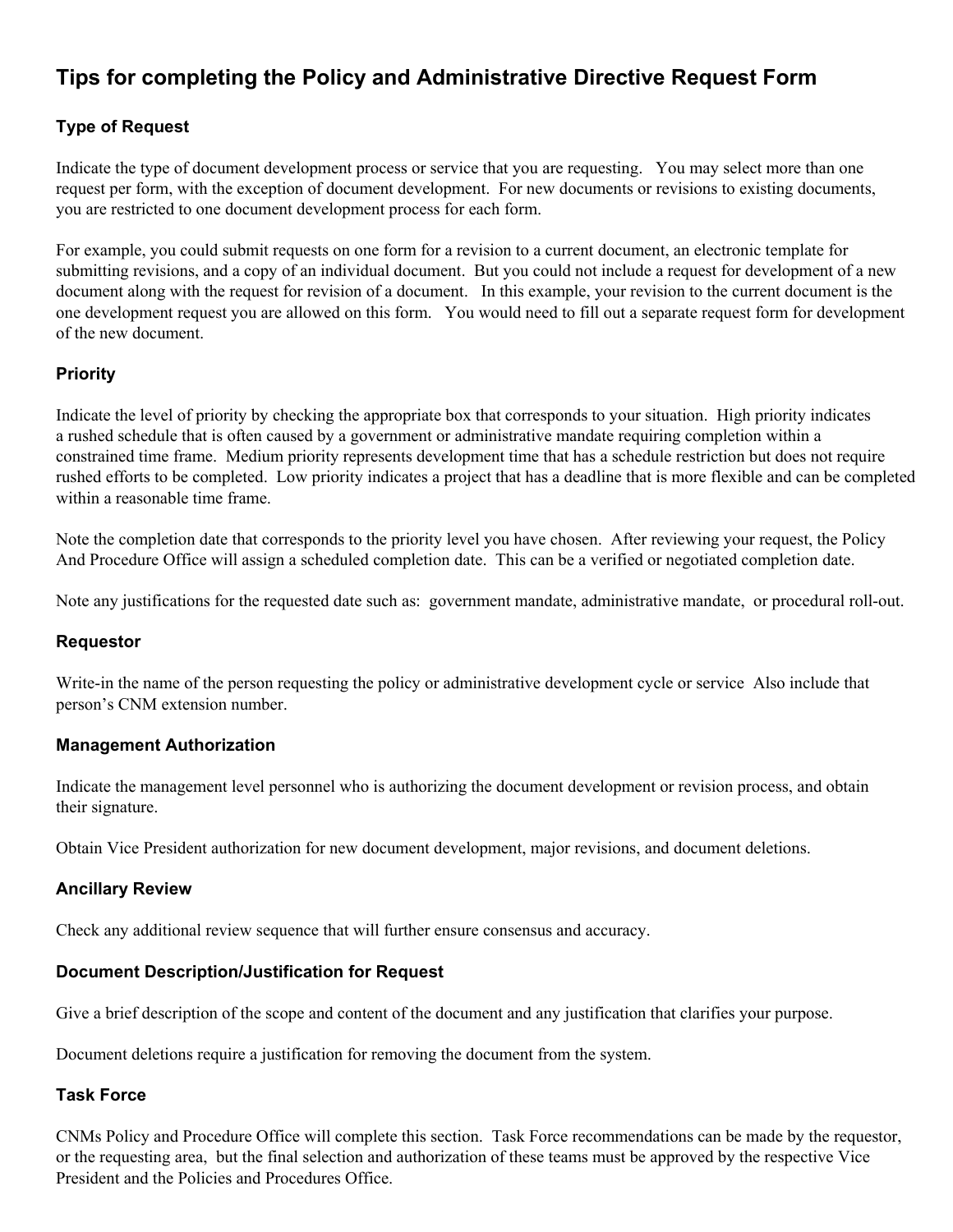# Tips for completing the Policy and Administrative Directive Request Form

### Type of Request

Indicate the type of document development process or service that you are requesting. You may select more than one request per form, with the exception of document development. For new documents or revisions to existing documents, you are restricted to one document development process for each form.

For example, you could submit requests on one form for a revision to a current document, an electronic template for submitting revisions, and a copy of an individual document. But you could not include a request for development of a new document along with the request for revision of a document. In this example, your revision to the current document is the one development request you are allowed on this form. You would need to fill out a separate request form for development of the new document.

### Priority

Indicate the level of priority by checking the appropriate box that corresponds to your situation. High priority indicates a rushed schedule that is often caused by a government or administrative mandate requiring completion within a constrained time frame. Medium priority represents development time that has a schedule restriction but does not require rushed efforts to be completed. Low priority indicates a project that has a deadline that is more flexible and can be completed within a reasonable time frame.

Note the completion date that corresponds to the priority level you have chosen. After reviewing your request, the Policy And Procedure Office will assign a scheduled completion date. This can be a verified or negotiated completion date.

Note any justifications for the requested date such as: government mandate, administrative mandate, or procedural roll-out.

### Requestor

Write-in the name of the person requesting the policy or administrative development cycle or service Also include that person's CNM extension number.

### Management Authorization

Indicate the management level personnel who is authorizing the document development or revision process, and obtain their signature.

Obtain Vice President authorization for new document development, major revisions, and document deletions.

### Ancillary Review

Check any additional review sequence that will further ensure consensus and accuracy.

### Document Description/Justification for Request

Give a brief description of the scope and content of the document and any justification that clarifies your purpose.

Document deletions require a justification for removing the document from the system.

### Task Force

CNMs Policy and Procedure Office will complete this section. Task Force recommendations can be made by the requestor, or the requesting area, but the final selection and authorization of these teams must be approved by the respective Vice President and the Policies and Procedures Office.